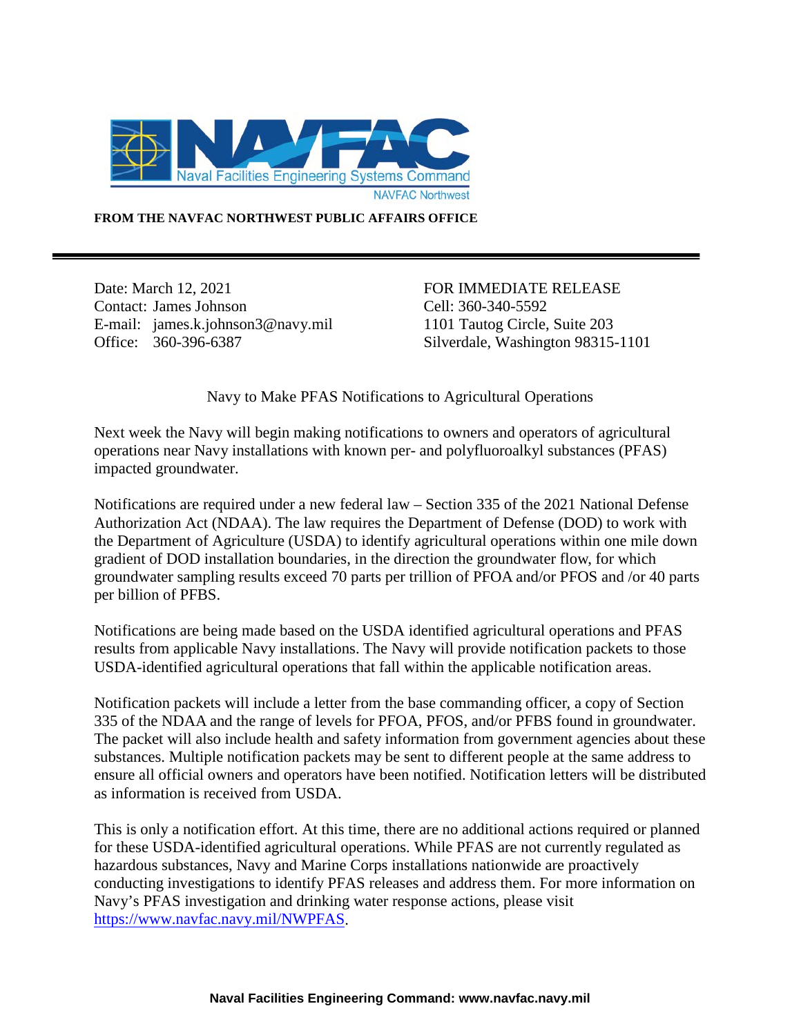**FROM THE NAVFAC NORTHWEST PUBLIC AFFAIRS OFFICE**

---

Date: March 12, 2021
Contact: James Johnson
E-mail: james.k.johnson3@navy.mil
Office: 360-396-6387

FOR IMMEDIATE RELEASE
Cell: 360-340-5592
1101 Tautog Circle, Suite 203
Silverdale, Washington 98315-1101

# Navy to Make PFAS Notifications to Agricultural Operations

Next week the Navy will begin making notifications to owners and operators of agricultural operations near Navy installations with known per- and polyfluoroalkyl substances (PFAS) impacted groundwater.

Notifications are required under a new federal law – Section 335 of the 2021 National Defense Authorization Act (NDAA). The law requires the Department of Defense (DOD) to work with the Department of Agriculture (USDA) to identify agricultural operations within one mile down gradient of DOD installation boundaries, in the direction the groundwater flow, for which groundwater sampling results exceed 70 parts per trillion of PFOA and/or PFOS and /or 40 parts per billion of PFBS.

Notifications are being made based on the USDA identified agricultural operations and PFAS results from applicable Navy installations. The Navy will provide notification packets to those USDA-identified agricultural operations that fall within the applicable notification areas.

Notification packets will include a letter from the base commanding officer, a copy of Section 335 of the NDAA and the range of levels for PFOA, PFOS, and/or PFBS found in groundwater. The packet will also include health and safety information from government agencies about these substances. Multiple notification packets may be sent to different people at the same address to ensure all official owners and operators have been notified. Notification letters will be distributed as information is received from USDA.

This is only a notification effort. At this time, there are no additional actions required or planned for these USDA-identified agricultural operations. While PFAS are not currently regulated as hazardous substances, Navy and Marine Corps installations nationwide are proactively conducting investigations to identify PFAS releases and address them. For more information on Navy's PFAS investigation and drinking water response actions, please visit https://www.navfac.navy.mil/NWPFAS.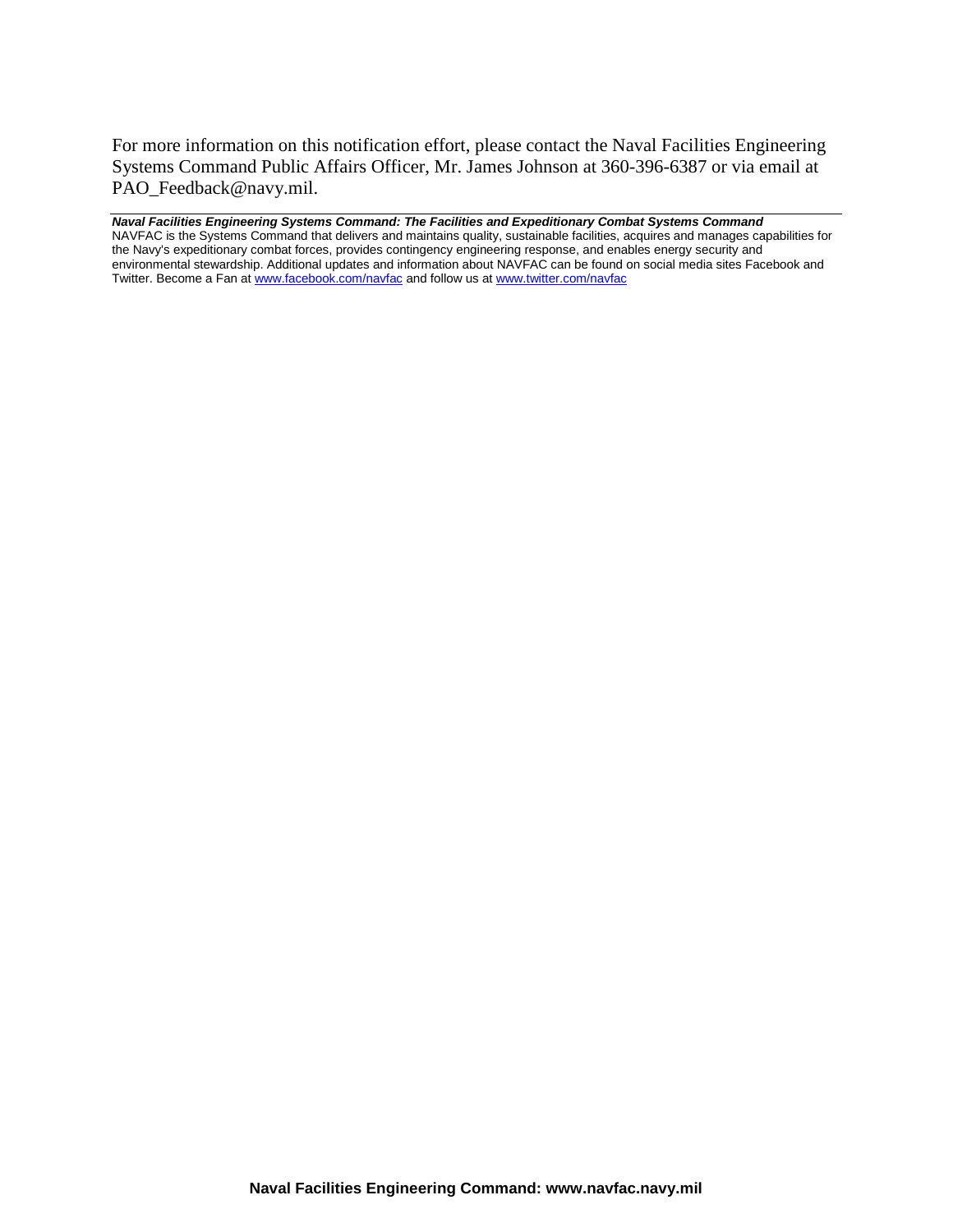For more information on this notification effort, please contact the Naval Facilities Engineering Systems Command Public Affairs Officer, Mr. James Johnson at 360-396-6387 or via email at PAO_Feedback@navy.mil.

---

***Naval Facilities Engineering Systems Command: The Facilities and Expeditionary Combat Systems Command***

NAVFAC is the Systems Command that delivers and maintains quality, sustainable facilities, acquires and manages capabilities for the Navy's expeditionary combat forces, provides contingency engineering response, and enables energy security and environmental stewardship. Additional updates and information about NAVFAC can be found on social media sites Facebook and Twitter. Become a Fan at [www.facebook.com/navfac](http://www.facebook.com/navfac) and follow us at [www.twitter.com/navfac](http://www.twitter.com/navfac)